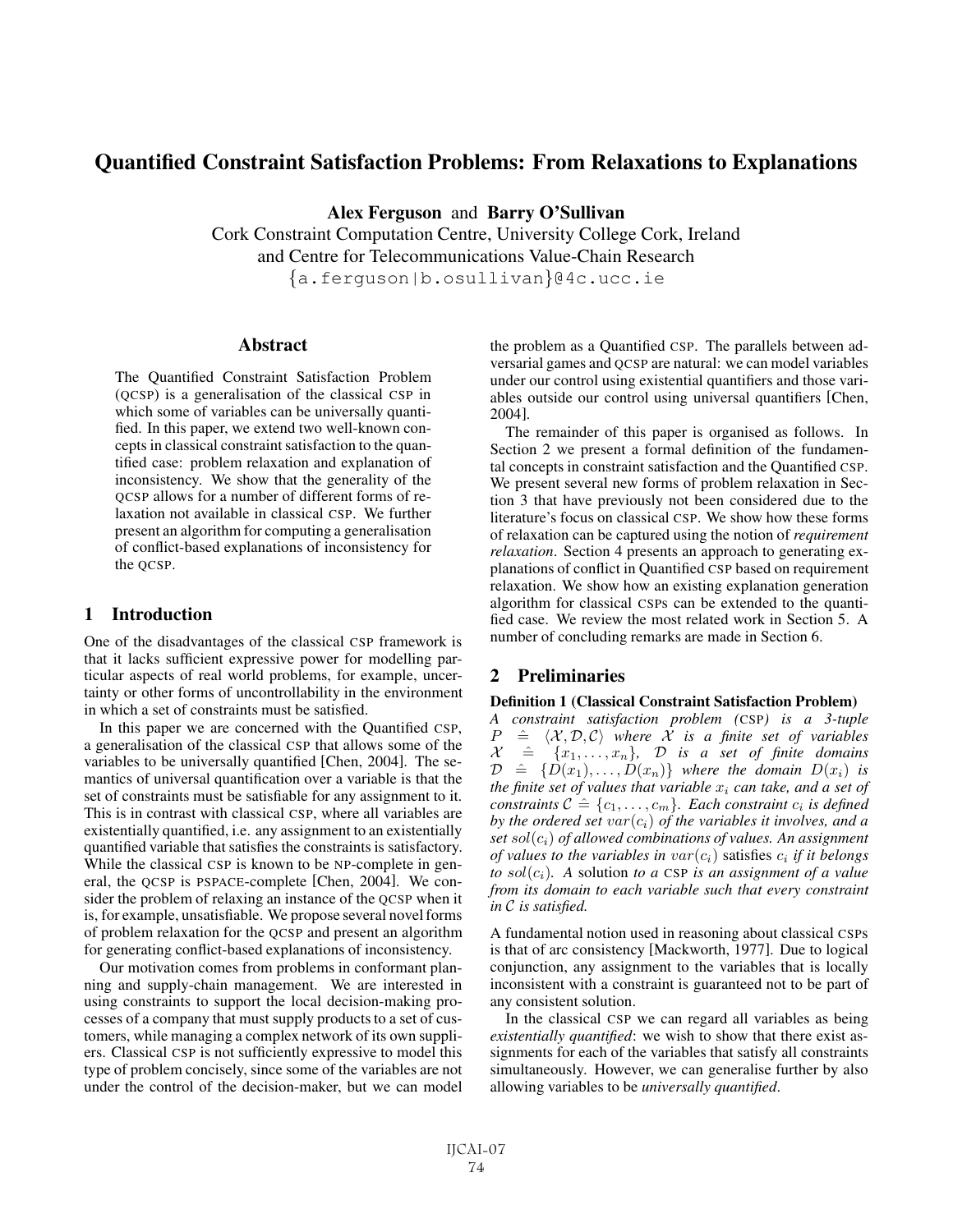# Quantified Constraint Satisfaction Problems: From Relaxations to Explanations

**Alex Ferguson** and **Barry O'Sullivan**
Cork Constraint Computation Centre, University College Cork, Ireland
and Centre for Telecommunications Value-Chain Research
{a.ferguson|b.osullivan}@4c.ucc.ie

## Abstract

The Quantified Constraint Satisfaction Problem (QCSP) is a generalisation of the classical CSP in which some of variables can be universally quantified. In this paper, we extend two well-known concepts in classical constraint satisfaction to the quantified case: problem relaxation and explanation of inconsistency. We show that the generality of the QCSP allows for a number of different forms of relaxation not available in classical CSP. We further present an algorithm for computing a generalisation of conflict-based explanations of inconsistency for the QCSP.

## 1 Introduction

One of the disadvantages of the classical CSP framework is that it lacks sufficient expressive power for modelling particular aspects of real world problems, for example, uncertainty or other forms of uncontrollability in the environment in which a set of constraints must be satisfied.

In this paper we are concerned with the Quantified CSP, a generalisation of the classical CSP that allows some of the variables to be universally quantified [Chen, 2004]. The semantics of universal quantification over a variable is that the set of constraints must be satisfiable for any assignment to it. This is in contrast with classical CSP, where all variables are existentially quantified, i.e. any assignment to an existentially quantified variable that satisfies the constraints is satisfactory. While the classical CSP is known to be NP-complete in general, the QCSP is PSPACE-complete [Chen, 2004]. We consider the problem of relaxing an instance of the QCSP when it is, for example, unsatisfiable. We propose several novel forms of problem relaxation for the QCSP and present an algorithm for generating conflict-based explanations of inconsistency.

Our motivation comes from problems in conformant planning and supply-chain management. We are interested in using constraints to support the local decision-making processes of a company that must supply products to a set of customers, while managing a complex network of its own suppliers. Classical CSP is not sufficiently expressive to model this type of problem concisely, since some of the variables are not under the control of the decision-maker, but we can model the problem as a Quantified CSP. The parallels between adversarial games and QCSP are natural: we can model variables under our control using existential quantifiers and those variables outside our control using universal quantifiers [Chen, 2004].

The remainder of this paper is organised as follows. In Section 2 we present a formal definition of the fundamental concepts in constraint satisfaction and the Quantified CSP. We present several new forms of problem relaxation in Section 3 that have previously not been considered due to the literature's focus on classical CSP. We show how these forms of relaxation can be captured using the notion of *requirement relaxation*. Section 4 presents an approach to generating explanations of conflict in Quantified CSP based on requirement relaxation. We show how an existing explanation generation algorithm for classical CSPs can be extended to the quantified case. We review the most related work in Section 5. A number of concluding remarks are made in Section 6.

## 2 Preliminaries

**Definition 1 (Classical Constraint Satisfaction Problem)** *A constraint satisfaction problem (CSP) is a 3-tuple $P \hat{=} \langle \mathcal{X}, \mathcal{D}, \mathcal{C} \rangle$ where $\mathcal{X}$ is a finite set of variables $\mathcal{X} \hat{=} \{x_1, \ldots, x_n\}$, $\mathcal{D}$ is a set of finite domains $\mathcal{D} \hat{=} \{D(x_1), \ldots, D(x_n)\}$ where the domain $D(x_i)$ is the finite set of values that variable $x_i$ can take, and a set of constraints $\mathcal{C} \hat{=} \{c_1, \ldots, c_m\}$. Each constraint $c_i$ is defined by the ordered set $var(c_i)$ of the variables it involves, and a set $sol(c_i)$ of allowed combinations of values. An assignment of values to the variables in $var(c_i)$* satisfies *$c_i$ if it belongs to $sol(c_i)$. A* solution *to a CSP is an assignment of a value from its domain to each variable such that every constraint in $\mathcal{C}$ is satisfied.*

A fundamental notion used in reasoning about classical CSPs is that of arc consistency [Mackworth, 1977]. Due to logical conjunction, any assignment to the variables that is locally inconsistent with a constraint is guaranteed not to be part of any consistent solution.

In the classical CSP we can regard all variables as being *existentially quantified*: we wish to show that there exist assignments for each of the variables that satisfy all constraints simultaneously. However, we can generalise further by also allowing variables to be *universally quantified*.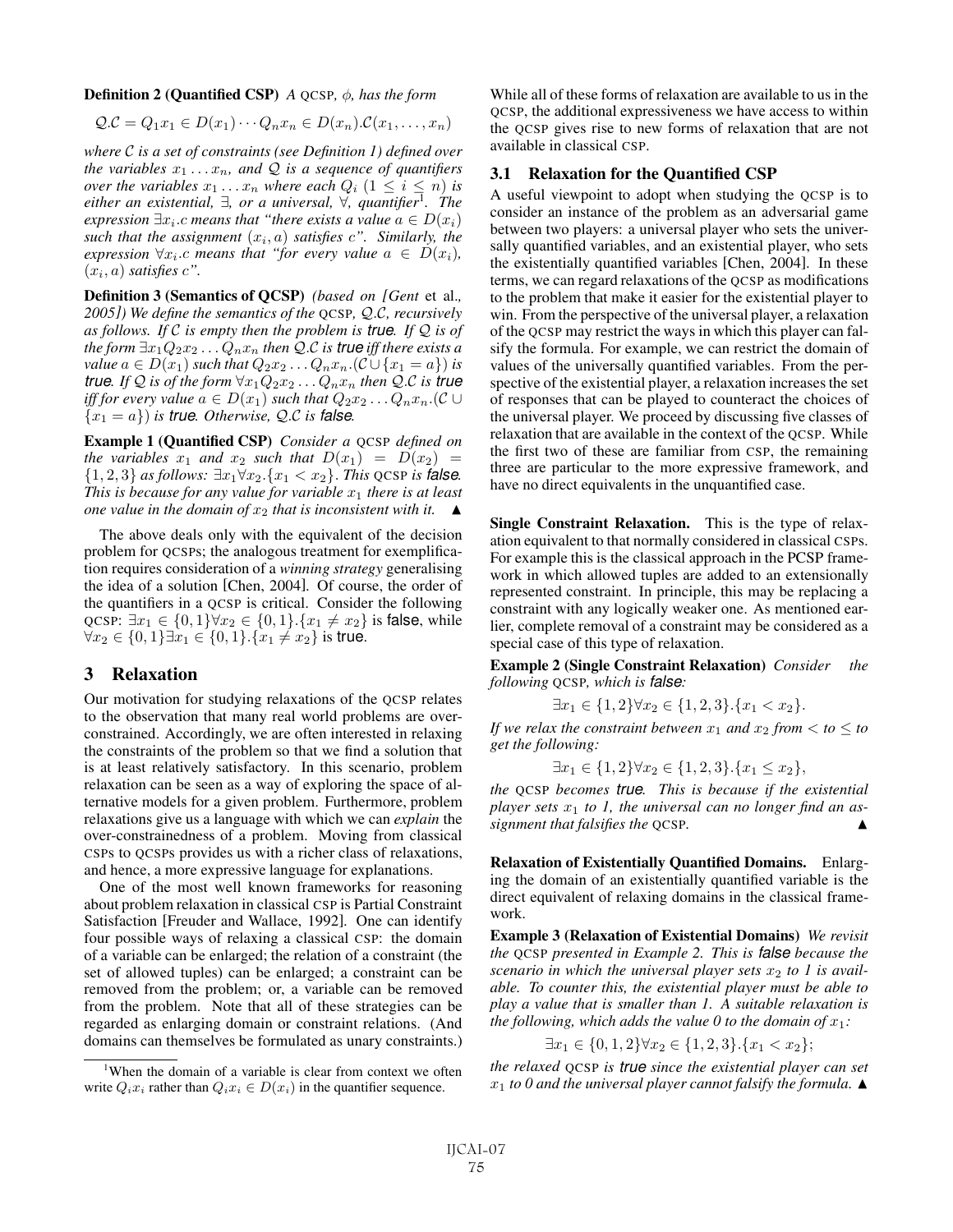**Definition 2 (Quantified CSP)** *A* QCSP, $\phi$, *has the form*

$$\mathcal{Q}.\mathcal{C} = Q_1 x_1 \in D(x_1) \cdots Q_n x_n \in D(x_n).\mathcal{C}(x_1, \ldots, x_n)$$

*where $\mathcal{C}$ is a set of constraints (see Definition 1) defined over the variables $x_1 \ldots x_n$, and $\mathcal{Q}$ is a sequence of quantifiers over the variables $x_1 \ldots x_n$ where each $Q_i$ ($1 \leq i \leq n$) is either an existential, $\exists$, or a universal, $\forall$, quantifier*[1]*. The expression $\exists x_i.c$ means that "there exists a value $a \in D(x_i)$ such that the assignment $(x_i, a)$ satisfies $c$". Similarly, the expression $\forall x_i.c$ means that "for every value $a \in D(x_i)$, $(x_i, a)$ satisfies $c$".*

**Definition 3 (Semantics of QCSP)** *(based on [Gent* et al.*, 2005]) We define the semantics of the* QCSP*, $\mathcal{Q}.\mathcal{C}$, recursively as follows. If $\mathcal{C}$ is empty then the problem is* true*. If $\mathcal{Q}$ is of the form $\exists x_1 Q_2 x_2 \ldots Q_n x_n$ then $\mathcal{Q}.\mathcal{C}$ is* true *iff there exists a value $a \in D(x_1)$ such that $Q_2 x_2 \ldots Q_n x_n.(\mathcal{C} \cup \{x_1 = a\})$ is* true*. If $\mathcal{Q}$ is of the form $\forall x_1 Q_2 x_2 \ldots Q_n x_n$ then $\mathcal{Q}.\mathcal{C}$ is* true *iff for every value $a \in D(x_1)$ such that $Q_2 x_2 \ldots Q_n x_n.(\mathcal{C} \cup \{x_1 = a\})$ is* true*. Otherwise, $\mathcal{Q}.\mathcal{C}$ is* false*.*

**Example 1 (Quantified CSP)** *Consider a* QCSP *defined on the variables $x_1$ and $x_2$ such that $D(x_1) = D(x_2) = \{1, 2, 3\}$ as follows: $\exists x_1 \forall x_2.\{x_1 < x_2\}$. This* QCSP *is* false*. This is because for any value for variable $x_1$ there is at least one value in the domain of $x_2$ that is inconsistent with it.* ▲

The above deals only with the equivalent of the decision problem for QCSPs; the analogous treatment for exemplification requires consideration of a *winning strategy* generalising the idea of a solution [Chen, 2004]. Of course, the order of the quantifiers in a QCSP is critical. Consider the following QCSP: $\exists x_1 \in \{0,1\} \forall x_2 \in \{0,1\}.\{x_1 \neq x_2\}$ is false, while $\forall x_2 \in \{0,1\} \exists x_1 \in \{0,1\}.\{x_1 \neq x_2\}$ is true.

# 3 Relaxation

Our motivation for studying relaxations of the QCSP relates to the observation that many real world problems are over-constrained. Accordingly, we are often interested in relaxing the constraints of the problem so that we find a solution that is at least relatively satisfactory. In this scenario, problem relaxation can be seen as a way of exploring the space of alternative models for a given problem. Furthermore, problem relaxations give us a language with which we can *explain* the over-constrainedness of a problem. Moving from classical CSPs to QCSPs provides us with a richer class of relaxations, and hence, a more expressive language for explanations.

One of the most well known frameworks for reasoning about problem relaxation in classical CSP is Partial Constraint Satisfaction [Freuder and Wallace, 1992]. One can identify four possible ways of relaxing a classical CSP: the domain of a variable can be enlarged; the relation of a constraint (the set of allowed tuples) can be enlarged; a constraint can be removed from the problem; or, a variable can be removed from the problem. Note that all of these strategies can be regarded as enlarging domain or constraint relations. (And domains can themselves be formulated as unary constraints.)

[1] When the domain of a variable is clear from context we often write $Q_i x_i$ rather than $Q_i x_i \in D(x_i)$ in the quantifier sequence.

While all of these forms of relaxation are available to us in the QCSP, the additional expressiveness we have access to within the QCSP gives rise to new forms of relaxation that are not available in classical CSP.

## 3.1 Relaxation for the Quantified CSP

A useful viewpoint to adopt when studying the QCSP is to consider an instance of the problem as an adversarial game between two players: a universal player who sets the universally quantified variables, and an existential player, who sets the existentially quantified variables [Chen, 2004]. In these terms, we can regard relaxations of the QCSP as modifications to the problem that make it easier for the existential player to win. From the perspective of the universal player, a relaxation of the QCSP may restrict the ways in which this player can falsify the formula. For example, we can restrict the domain of values of the universally quantified variables. From the perspective of the existential player, a relaxation increases the set of responses that can be played to counteract the choices of the universal player. We proceed by discussing five classes of relaxation that are available in the context of the QCSP. While the first two of these are familiar from CSP, the remaining three are particular to the more expressive framework, and have no direct equivalents in the unquantified case.

**Single Constraint Relaxation.** This is the type of relaxation equivalent to that normally considered in classical CSPs. For example this is the classical approach in the PCSP framework in which allowed tuples are added to an extensionally represented constraint. In principle, this may be replacing a constraint with any logically weaker one. As mentioned earlier, complete removal of a constraint may be considered as a special case of this type of relaxation.

**Example 2 (Single Constraint Relaxation)** *Consider the following* QCSP*, which is* false*:*

$$\exists x_1 \in \{1, 2\} \forall x_2 \in \{1, 2, 3\}.\{x_1 < x_2\}.$$

*If we relax the constraint between $x_1$ and $x_2$ from $<$ to $\leq$ to get the following:*

$$\exists x_1 \in \{1, 2\} \forall x_2 \in \{1, 2, 3\}.\{x_1 \leq x_2\},$$

*the* QCSP *becomes* true*. This is because if the existential player sets $x_1$ to 1, the universal can no longer find an assignment that falsifies the* QCSP*.* ▲

**Relaxation of Existentially Quantified Domains.** Enlarging the domain of an existentially quantified variable is the direct equivalent of relaxing domains in the classical framework.

**Example 3 (Relaxation of Existential Domains)** *We revisit the* QCSP *presented in Example 2. This is* false *because the scenario in which the universal player sets $x_2$ to 1 is available. To counter this, the existential player must be able to play a value that is smaller than 1. A suitable relaxation is the following, which adds the value 0 to the domain of $x_1$:*

$$\exists x_1 \in \{0, 1, 2\} \forall x_2 \in \{1, 2, 3\}.\{x_1 < x_2\};$$

*the relaxed* QCSP *is* true *since the existential player can set $x_1$ to 0 and the universal player cannot falsify the formula.* ▲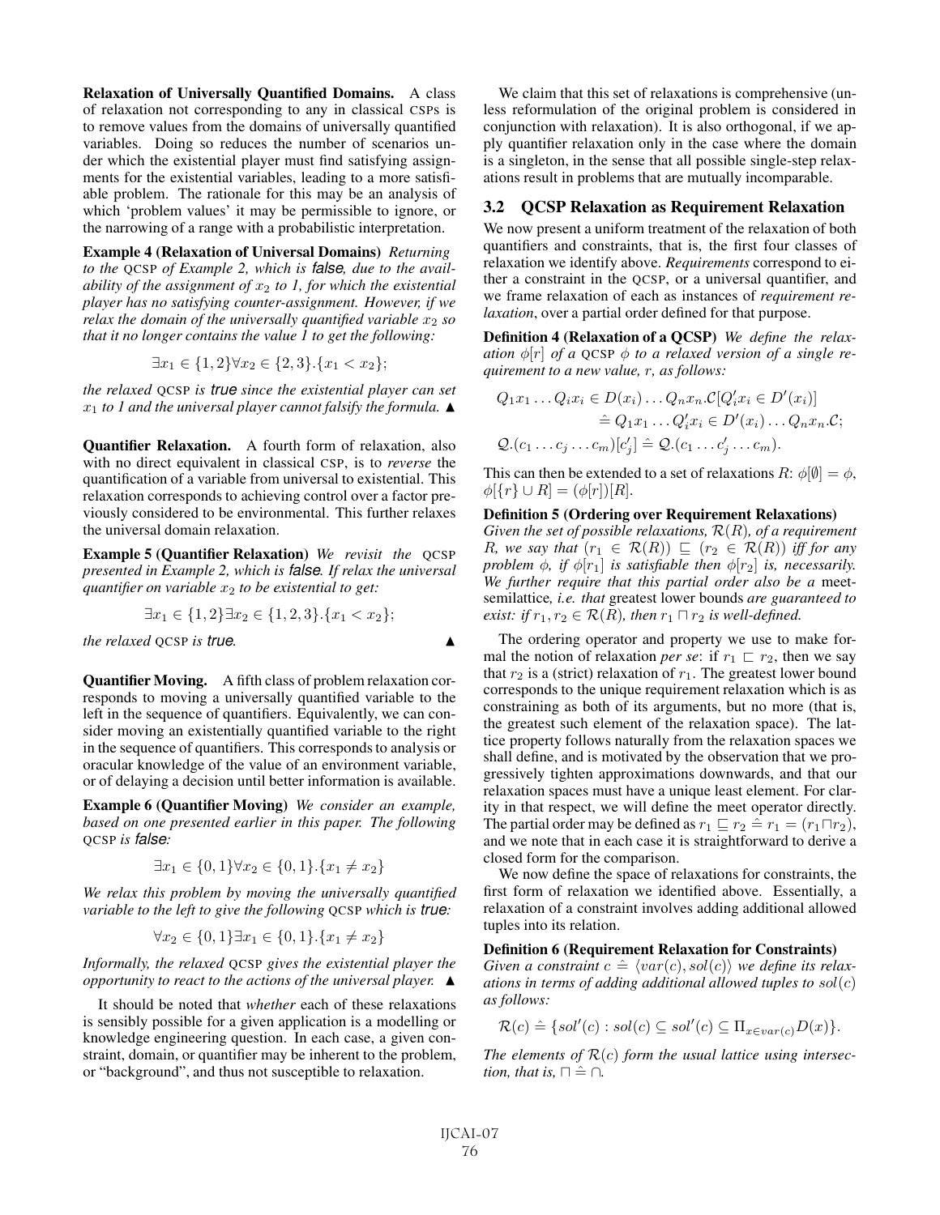**Relaxation of Universally Quantified Domains.** A class of relaxation not corresponding to any in classical CSPs is to remove values from the domains of universally quantified variables. Doing so reduces the number of scenarios under which the existential player must find satisfying assignments for the existential variables, leading to a more satisfiable problem. The rationale for this may be an analysis of which 'problem values' it may be permissible to ignore, or the narrowing of a range with a probabilistic interpretation.

**Example 4 (Relaxation of Universal Domains)** *Returning to the QCSP of Example 2, which is* ***false****, due to the availability of the assignment of $x_2$ to 1, for which the existential player has no satisfying counter-assignment. However, if we relax the domain of the universally quantified variable $x_2$ so that it no longer contains the value 1 to get the following:*

$$\exists x_1 \in \{1,2\} \forall x_2 \in \{2,3\}.\{x_1 < x_2\};$$

*the relaxed QCSP is* ***true*** *since the existential player can set $x_1$ to 1 and the universal player cannot falsify the formula.* ▲

**Quantifier Relaxation.** A fourth form of relaxation, also with no direct equivalent in classical CSP, is to *reverse* the quantification of a variable from universal to existential. This relaxation corresponds to achieving control over a factor previously considered to be environmental. This further relaxes the universal domain relaxation.

**Example 5 (Quantifier Relaxation)** *We revisit the QCSP presented in Example 2, which is* ***false****. If relax the universal quantifier on variable $x_2$ to be existential to get:*

$$\exists x_1 \in \{1,2\} \exists x_2 \in \{1,2,3\}.\{x_1 < x_2\};$$

*the relaxed QCSP is* ***true****.* ▲

**Quantifier Moving.** A fifth class of problem relaxation corresponds to moving a universally quantified variable to the left in the sequence of quantifiers. Equivalently, we can consider moving an existentially quantified variable to the right in the sequence of quantifiers. This corresponds to analysis or oracular knowledge of the value of an environment variable, or of delaying a decision until better information is available.

**Example 6 (Quantifier Moving)** *We consider an example, based on one presented earlier in this paper. The following QCSP is* ***false****:*

$$\exists x_1 \in \{0,1\} \forall x_2 \in \{0,1\}.\{x_1 \neq x_2\}$$

*We relax this problem by moving the universally quantified variable to the left to give the following QCSP which is* ***true****:*

$$\forall x_2 \in \{0,1\} \exists x_1 \in \{0,1\}.\{x_1 \neq x_2\}$$

*Informally, the relaxed QCSP gives the existential player the opportunity to react to the actions of the universal player.* ▲

It should be noted that *whether* each of these relaxations is sensibly possible for a given application is a modelling or knowledge engineering question. In each case, a given constraint, domain, or quantifier may be inherent to the problem, or "background", and thus not susceptible to relaxation.

We claim that this set of relaxations is comprehensive (unless reformulation of the original problem is considered in conjunction with relaxation). It is also orthogonal, if we apply quantifier relaxation only in the case where the domain is a singleton, in the sense that all possible single-step relaxations result in problems that are mutually incomparable.

### 3.2 QCSP Relaxation as Requirement Relaxation

We now present a uniform treatment of the relaxation of both quantifiers and constraints, that is, the first four classes of relaxation we identify above. *Requirements* correspond to either a constraint in the QCSP, or a universal quantifier, and we frame relaxation of each as instances of *requirement relaxation*, over a partial order defined for that purpose.

**Definition 4 (Relaxation of a QCSP)** *We define the relaxation $\phi[r]$ of a QCSP $\phi$ to a relaxed version of a single requirement to a new value, $r$, as follows:*

$$Q_1 x_1 \ldots Q_i x_i \in D(x_i) \ldots Q_n x_n.\mathcal{C}[Q'_i x_i \in D'(x_i)] \hat{=} Q_1 x_1 \ldots Q'_i x_i \in D'(x_i) \ldots Q_n x_n.\mathcal{C};$$

$$\mathcal{Q}.(c_1 \ldots c_j \ldots c_m)[c'_j] \hat{=} \mathcal{Q}.(c_1 \ldots c'_j \ldots c_m).$$

This can then be extended to a set of relaxations $R$: $\phi[\emptyset] = \phi$, $\phi[\{r\} \cup R] = (\phi[r])[R]$.

**Definition 5 (Ordering over Requirement Relaxations)** *Given the set of possible relaxations, $\mathcal{R}(R)$, of a requirement $R$, we say that $(r_1 \in \mathcal{R}(R)) \sqsubseteq (r_2 \in \mathcal{R}(R))$ iff for any problem $\phi$, if $\phi[r_1]$ is satisfiable then $\phi[r_2]$ is, necessarily. We further require that this partial order also be a* meet-semilattice*, i.e. that* greatest lower bounds *are guaranteed to exist: if $r_1, r_2 \in \mathcal{R}(R)$, then $r_1 \sqcap r_2$ is well-defined.*

The ordering operator and property we use to make formal the notion of relaxation *per se*: if $r_1 \sqsubset r_2$, then we say that $r_2$ is a (strict) relaxation of $r_1$. The greatest lower bound corresponds to the unique requirement relaxation which is as constraining as both of its arguments, but no more (that is, the greatest such element of the relaxation space). The lattice property follows naturally from the relaxation spaces we shall define, and is motivated by the observation that we progressively tighten approximations downwards, and that our relaxation spaces must have a unique least element. For clarity in that respect, we will define the meet operator directly. The partial order may be defined as $r_1 \sqsubseteq r_2 \hat{=} r_1 = (r_1 \sqcap r_2)$, and we note that in each case it is straightforward to derive a closed form for the comparison.

We now define the space of relaxations for constraints, the first form of relaxation we identified above. Essentially, a relaxation of a constraint involves adding additional allowed tuples into its relation.

**Definition 6 (Requirement Relaxation for Constraints)** *Given a constraint $c \hat{=} \langle var(c), sol(c) \rangle$ we define its relaxations in terms of adding additional allowed tuples to $sol(c)$ as follows:*

$$\mathcal{R}(c) \hat{=} \{sol'(c) : sol(c) \subseteq sol'(c) \subseteq \Pi_{x \in var(c)} D(x)\}.$$

*The elements of $\mathcal{R}(c)$ form the usual lattice using intersection, that is, $\sqcap \hat{=} \cap$.*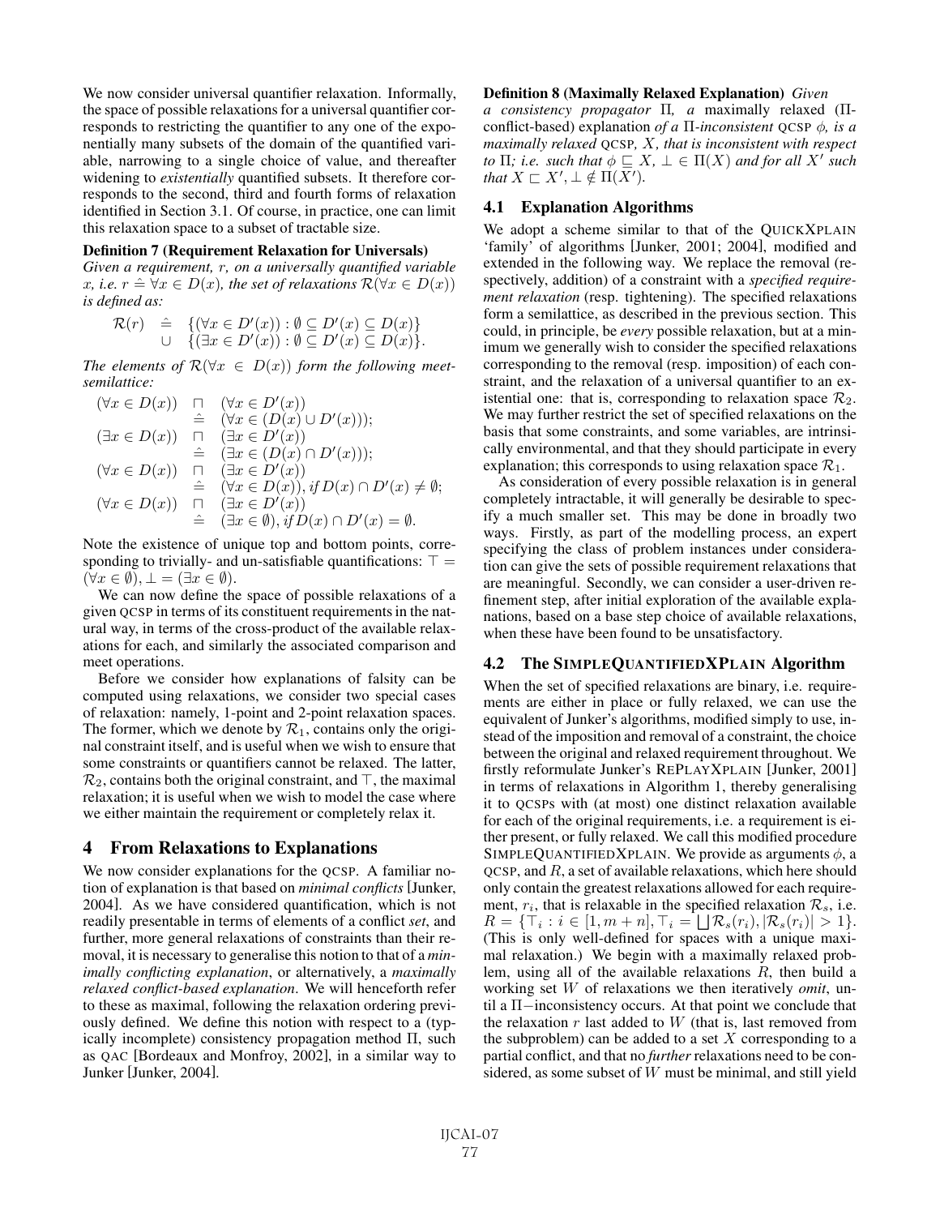We now consider universal quantifier relaxation. Informally, the space of possible relaxations for a universal quantifier corresponds to restricting the quantifier to any one of the exponentially many subsets of the domain of the quantified variable, narrowing to a single choice of value, and thereafter widening to *existentially* quantified subsets. It therefore corresponds to the second, third and fourth forms of relaxation identified in Section 3.1. Of course, in practice, one can limit this relaxation space to a subset of tractable size.

**Definition 7 (Requirement Relaxation for Universals)** *Given a requirement, $r$, on a universally quantified variable $x$, i.e. $r \hat{=} \forall x \in D(x)$, the set of relaxations $\mathcal{R}(\forall x \in D(x))$ is defined as:*

$$
\begin{aligned}
\mathcal{R}(r) \quad \hat{=} \quad & \{(\forall x \in D'(x)) : \emptyset \subseteq D'(x) \subseteq D(x)\} \\
\cup \quad & \{(\exists x \in D'(x)) : \emptyset \subseteq D'(x) \subseteq D(x)\}.
\end{aligned}
$$

*The elements of $\mathcal{R}(\forall x \in D(x))$ form the following meet-semilattice:*

$$
\begin{aligned}
(\forall x \in D(x)) \quad \sqcap \quad & (\forall x \in D'(x)) \\
\hat{=} \quad & (\forall x \in (D(x) \cup D'(x))); \\
(\exists x \in D(x)) \quad \sqcap \quad & (\exists x \in D'(x)) \\
\hat{=} \quad & (\exists x \in (D(x) \cap D'(x))); \\
(\forall x \in D(x)) \quad \sqcap \quad & (\exists x \in D'(x)) \\
\hat{=} \quad & (\forall x \in D(x)), \textit{if } D(x) \cap D'(x) \neq \emptyset; \\
(\forall x \in D(x)) \quad \sqcap \quad & (\exists x \in D'(x)) \\
\hat{=} \quad & (\exists x \in \emptyset), \textit{if } D(x) \cap D'(x) = \emptyset.
\end{aligned}
$$

Note the existence of unique top and bottom points, corresponding to trivially- and un-satisfiable quantifications: $\top = (\forall x \in \emptyset), \bot = (\exists x \in \emptyset)$.

We can now define the space of possible relaxations of a given QCSP in terms of its constituent requirements in the natural way, in terms of the cross-product of the available relaxations for each, and similarly the associated comparison and meet operations.

Before we consider how explanations of falsity can be computed using relaxations, we consider two special cases of relaxation: namely, 1-point and 2-point relaxation spaces. The former, which we denote by $\mathcal{R}_1$, contains only the original constraint itself, and is useful when we wish to ensure that some constraints or quantifiers cannot be relaxed. The latter, $\mathcal{R}_2$, contains both the original constraint, and $\top$, the maximal relaxation; it is useful when we wish to model the case where we either maintain the requirement or completely relax it.

## 4 From Relaxations to Explanations

We now consider explanations for the QCSP. A familiar notion of explanation is that based on *minimal conflicts* [Junker, 2004]. As we have considered quantification, which is not readily presentable in terms of elements of a conflict *set*, and further, more general relaxations of constraints than their removal, it is necessary to generalise this notion to that of a *minimally conflicting explanation*, or alternatively, a *maximally relaxed conflict-based explanation*. We will henceforth refer to these as maximal, following the relaxation ordering previously defined. We define this notion with respect to a (typically incomplete) consistency propagation method $\Pi$, such as QAC [Bordeaux and Monfroy, 2002], in a similar way to Junker [Junker, 2004].

**Definition 8 (Maximally Relaxed Explanation)** *Given a consistency propagator $\Pi$, a* maximally relaxed *($\Pi$-conflict-based) explanation of a $\Pi$-inconsistent QCSP $\phi$, is a maximally relaxed QCSP, $X$, that is inconsistent with respect to $\Pi$; i.e. such that $\phi \sqsubseteq X$, $\bot \in \Pi(X)$ and for all $X'$ such that $X \sqsubset X', \bot \notin \Pi(X')$.*

### 4.1 Explanation Algorithms

We adopt a scheme similar to that of the QUICKXPLAIN 'family' of algorithms [Junker, 2001; 2004], modified and extended in the following way. We replace the removal (respectively, addition) of a constraint with a *specified requirement relaxation* (resp. tightening). The specified relaxations form a semilattice, as described in the previous section. This could, in principle, be *every* possible relaxation, but at a minimum we generally wish to consider the specified relaxations corresponding to the removal (resp. imposition) of each constraint, and the relaxation of a universal quantifier to an existential one: that is, corresponding to relaxation space $\mathcal{R}_2$. We may further restrict the set of specified relaxations on the basis that some constraints, and some variables, are intrinsically environmental, and that they should participate in every explanation; this corresponds to using relaxation space $\mathcal{R}_1$.

As consideration of every possible relaxation is in general completely intractable, it will generally be desirable to specify a much smaller set. This may be done in broadly two ways. Firstly, as part of the modelling process, an expert specifying the class of problem instances under consideration can give the sets of possible requirement relaxations that are meaningful. Secondly, we can consider a user-driven refinement step, after initial exploration of the available explanations, based on a base step choice of available relaxations, when these have been found to be unsatisfactory.

### 4.2 The SIMPLEQUANTIFIEDXPLAIN Algorithm

When the set of specified relaxations are binary, i.e. requirements are either in place or fully relaxed, we can use the equivalent of Junker's algorithms, modified simply to use, instead of the imposition and removal of a constraint, the choice between the original and relaxed requirement throughout. We firstly reformulate Junker's REPLAYXPLAIN [Junker, 2001] in terms of relaxations in Algorithm 1, thereby generalising it to QCSPs with (at most) one distinct relaxation available for each of the original requirements, i.e. a requirement is either present, or fully relaxed. We call this modified procedure SIMPLEQUANTIFIEDXPLAIN. We provide as arguments $\phi$, a QCSP, and $R$, a set of available relaxations, which here should only contain the greatest relaxations allowed for each requirement, $r_i$, that is relaxable in the specified relaxation $\mathcal{R}_s$, i.e. $R = \{\top_i : i \in [1, m+n], \top_i = \bigsqcup \mathcal{R}_s(r_i), |\mathcal{R}_s(r_i)| > 1\}$. (This is only well-defined for spaces with a unique maximal relaxation.) We begin with a maximally relaxed problem, using all of the available relaxations $R$, then build a working set $W$ of relaxations we then iteratively *omit*, until a $\Pi-$inconsistency occurs. At that point we conclude that the relaxation $r$ last added to $W$ (that is, last removed from the subproblem) can be added to a set $X$ corresponding to a partial conflict, and that no *further* relaxations need to be considered, as some subset of $W$ must be minimal, and still yield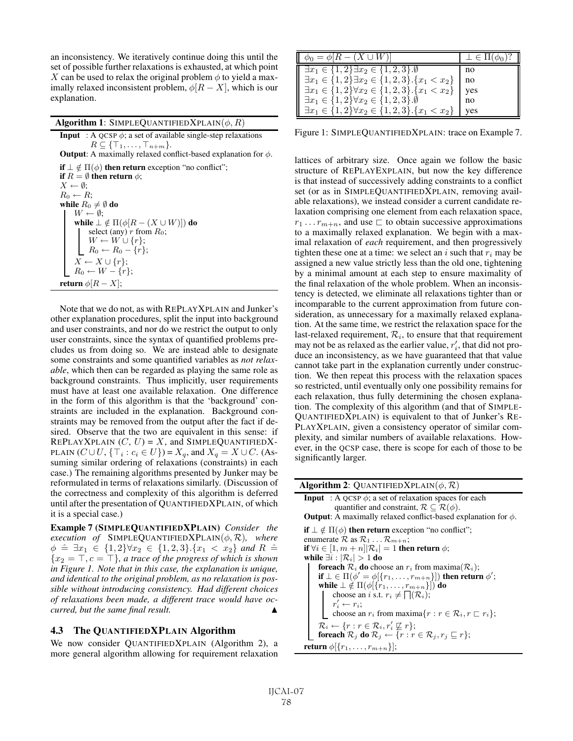an inconsistency. We iteratively continue doing this until the set of possible further relaxations is exhausted, at which point $X$ can be used to relax the original problem $\phi$ to yield a maximally relaxed inconsistent problem, $\phi[R - X]$, which is our explanation.

**Algorithm 1**: SIMPLEQUANTIFIEDXPLAIN($\phi, R$)

```
Input  : A QCSP φ; a set of available single-step relaxations
         R ⊆ {⊤_1, ..., ⊤_{n+m}}.
Output: A maximally relaxed conflict-based explanation for φ.

if ⊥ ∉ Π(φ) then return exception "no conflict";
if R = ∅ then return φ;
X ← ∅;
R_0 ← R;
while R_0 ≠ ∅ do
    W ← ∅;
    while ⊥ ∉ Π(φ[R − (X ∪ W)]) do
        select (any) r from R_0;
        W ← W ∪ {r};
        R_0 ← R_0 − {r};
    X ← X ∪ {r};
    R_0 ← W − {r};
return φ[R − X];
```

Note that we do not, as with REPLAYXPLAIN and Junker's other explanation procedures, split the input into background and user constraints, and nor do we restrict the output to only user constraints, since the syntax of quantified problems precludes us from doing so. We are instead able to designate some constraints and some quantified variables as *not relaxable*, which then can be regarded as playing the same role as background constraints. Thus implicitly, user requirements must have at least one available relaxation. One difference in the form of this algorithm is that the 'background' constraints are included in the explanation. Background constraints may be removed from the output after the fact if desired. Observe that the two are equivalent in this sense: if REPLAYXPLAIN $(C, U) = X$, and SIMPLEQUANTIFIEDXPLAIN $(C \cup U, \{\top_i : c_i \in U\}) = X_q$, and $X_q = X \cup C$. (Assuming similar ordering of relaxations (constraints) in each case.) The remaining algorithms presented by Junker may be reformulated in terms of relaxations similarly. (Discussion of the correctness and complexity of this algorithm is deferred until after the presentation of QUANTIFIEDXPLAIN, of which it is a special case.)

**Example 7 (SIMPLEQUANTIFIEDXPLAIN)** *Consider the execution of* SIMPLEQUANTIFIEDXPLAIN($\phi, \mathcal{R}$)*, where* $\phi \mathrel{\hat{=}} \exists x_1 \in \{1,2\} \forall x_2 \in \{1,2,3\}.\{x_1 < x_2\}$ *and* $R \mathrel{\hat{=}} \{x_2 = \top, c = \top\}$*, a trace of the progress of which is shown in Figure 1. Note that in this case, the explanation is unique, and identical to the original problem, as no relaxation is possible without introducing consistency. Had different choices of relaxations been made, a different trace would have occurred, but the same final result.* ▲

| $\phi_0 = \phi[R - (X \cup W)]$ | $\bot \in \Pi(\phi_0)$? |
|---|---|
| $\exists x_1 \in \{1,2\} \exists x_2 \in \{1,2,3\}.\emptyset$ | no |
| $\exists x_1 \in \{1,2\} \exists x_2 \in \{1,2,3\}.\{x_1 < x_2\}$ | no |
| $\exists x_1 \in \{1,2\} \forall x_2 \in \{1,2,3\}.\{x_1 < x_2\}$ | yes |
| $\exists x_1 \in \{1,2\} \forall x_2 \in \{1,2,3\}.\emptyset$ | no |
| $\exists x_1 \in \{1,2\} \forall x_2 \in \{1,2,3\}.\{x_1 < x_2\}$ | yes |

Figure 1: SIMPLEQUANTIFIEDXPLAIN: trace on Example 7.

### 4.3 The QUANTIFIEDXPLAIN Algorithm

We now consider QUANTIFIEDXPLAIN (Algorithm 2), a more general algorithm allowing for requirement relaxation lattices of arbitrary size. Once again we follow the basic structure of REPLAYEXPLAIN, but now the key difference is that instead of successively adding constraints to a conflict set (or as in SIMPLEQUANTIFIEDXPLAIN, removing available relaxations), we instead consider a current candidate relaxation comprising one element from each relaxation space, $r_1 \dots r_{m+n}$, and use $\sqsubset$ to obtain successive approximations to a maximally relaxed explanation. We begin with a maximal relaxation of *each* requirement, and then progressively tighten these one at a time: we select an $i$ such that $r_i$ may be assigned a new value strictly less than the old one, tightening by a minimal amount at each step to ensure maximality of the final relaxation of the whole problem. When an inconsistency is detected, we eliminate all relaxations tighter than or incomparable to the current approximation from future consideration, as unnecessary for a maximally relaxed explanation. At the same time, we restrict the relaxation space for the last-relaxed requirement, $\mathcal{R}_i$, to ensure that that requirement may not be as relaxed as the earlier value, $r_i'$, that did not produce an inconsistency, as we have guaranteed that that value cannot take part in the explanation currently under construction. We then repeat this process with the relaxation spaces so restricted, until eventually only one possibility remains for each relaxation, thus fully determining the chosen explanation. The complexity of this algorithm (and that of SIMPLEQUANTIFIEDXPLAIN) is equivalent to that of Junker's REPLAYXPLAIN, given a consistency operator of similar complexity, and similar numbers of available relaxations. However, in the QCSP case, there is scope for each of those to be significantly larger.

**Algorithm 2**: QUANTIFIEDXPLAIN($\phi, \mathcal{R}$)

```
Input  : A QCSP φ; a set of relaxation spaces for each
         quantifier and constraint, 𝓡 ⊆ 𝓡(φ).
Output: A maximally relaxed conflict-based explanation for φ.

if ⊥ ∉ Π(φ) then return exception "no conflict";
enumerate 𝓡 as 𝓡_1 ... 𝓡_{m+n};
if ∀i ∈ [1, m+n] |𝓡_i| = 1 then return φ;
while ∃i : |𝓡_i| > 1 do
    foreach 𝓡_i do choose an r_i from maxima(𝓡_i);
    if ⊥ ∈ Π(φ' = φ[{r_1, ..., r_{m+n}}]) then return φ';
    while ⊥ ∉ Π(φ[{r_1, ..., r_{m+n}}]) do
        choose an i s.t. r_i ≠ ⊓(𝓡_i);
        r_i' ← r_i;
        choose an r_i from maxima{r : r ∈ 𝓡_i, r ⊏ r_i};
    𝓡_i ← {r : r ∈ 𝓡_i, r_i' ⋢ r};
    foreach 𝓡_j do 𝓡_j ← {r : r ∈ 𝓡_j, r_j ⊑ r};
return φ[{r_1, ..., r_{m+n}}];
```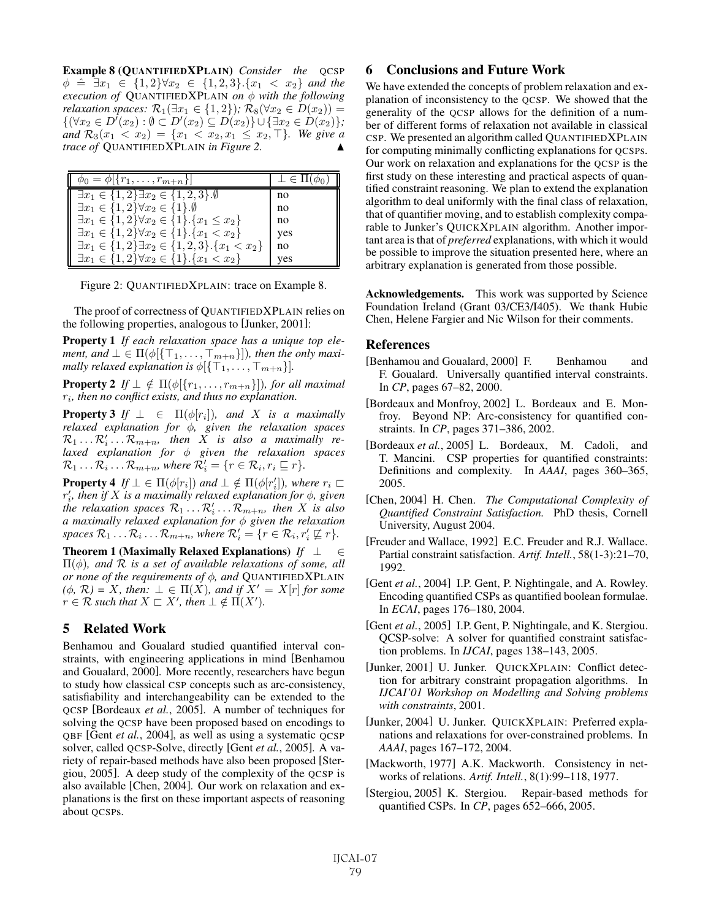**Example 8 (QUANTIFIEDXPLAIN)** *Consider the* QCSP $\phi \hat{=} \exists x_1 \in \{1,2\} \forall x_2 \in \{1,2,3\}.\{x_1 < x_2\}$ *and the execution of* QUANTIFIEDXPLAIN *on* $\phi$ *with the following relaxation spaces:* $\mathcal{R}_1(\exists x_1 \in \{1,2\})$; $\mathcal{R}_8(\forall x_2 \in D(x_2)) = \{(\forall x_2 \in D'(x_2) : \emptyset \subset D'(x_2) \subseteq D(x_2)\} \cup \{\exists x_2 \in D(x_2)\}$; *and* $\mathcal{R}_3(x_1 < x_2) = \{x_1 < x_2, x_1 \leq x_2, \top\}$. *We give a trace of* QUANTIFIEDXPLAIN *in Figure 2.* ▲

| $\phi_0 = \phi[\{r_1, \ldots, r_{m+n}\}]$ | $\bot \in \Pi(\phi_0)$ |
|---|---|
| $\exists x_1 \in \{1,2\} \exists x_2 \in \{1,2,3\}.\emptyset$ | no |
| $\exists x_1 \in \{1,2\} \forall x_2 \in \{1\}.\emptyset$ | no |
| $\exists x_1 \in \{1,2\} \forall x_2 \in \{1\}.\{x_1 \leq x_2\}$ | no |
| $\exists x_1 \in \{1,2\} \forall x_2 \in \{1\}.\{x_1 < x_2\}$ | yes |
| $\exists x_1 \in \{1,2\} \exists x_2 \in \{1,2,3\}.\{x_1 < x_2\}$ | no |
| $\exists x_1 \in \{1,2\} \forall x_2 \in \{1\}.\{x_1 < x_2\}$ | yes |

Figure 2: QUANTIFIEDXPLAIN: trace on Example 8.

The proof of correctness of QUANTIFIEDXPLAIN relies on the following properties, analogous to [Junker, 2001]:

**Property 1** *If each relaxation space has a unique top element, and* $\bot \in \Pi(\phi[\{\top_1, \ldots, \top_{m+n}\}])$*, then the only maximally relaxed explanation is* $\phi[\{\top_1, \ldots, \top_{m+n}\}]$.

**Property 2** *If* $\bot \notin \Pi(\phi[\{r_1, \ldots, r_{m+n}\}])$*, for all maximal* $r_i$*, then no conflict exists, and thus no explanation.*

**Property 3** *If* $\bot \in \Pi(\phi[r_i])$*, and* $X$ *is a maximally relaxed explanation for* $\phi$*, given the relaxation spaces* $\mathcal{R}_1 \ldots \mathcal{R}'_i \ldots \mathcal{R}_{m+n}$*, then* $X$ *is also a maximally relaxed explanation for* $\phi$ *given the relaxation spaces* $\mathcal{R}_1 \ldots \mathcal{R}_i \ldots \mathcal{R}_{m+n}$*, where* $\mathcal{R}'_i = \{r \in \mathcal{R}_i, r_i \sqsubseteq r\}$.

**Property 4** *If* $\bot \in \Pi(\phi[r_i])$ *and* $\bot \notin \Pi(\phi[r'_i])$*, where* $r_i \sqsubset r'_i$*, then if* $X$ *is a maximally relaxed explanation for* $\phi$*, given the relaxation spaces* $\mathcal{R}_1 \ldots \mathcal{R}'_i \ldots \mathcal{R}_{m+n}$*, then* $X$ *is also a maximally relaxed explanation for* $\phi$ *given the relaxation spaces* $\mathcal{R}_1 \ldots \mathcal{R}_i \ldots \mathcal{R}_{m+n}$*, where* $\mathcal{R}'_i = \{r \in \mathcal{R}_i, r'_i \not\sqsubseteq r\}$.

**Theorem 1 (Maximally Relaxed Explanations)** *If* $\bot \in \Pi(\phi)$*, and* $\mathcal{R}$ *is a set of available relaxations of some, all or none of the requirements of* $\phi$*, and* QUANTIFIEDXPLAIN *(*$\phi$*,* $\mathcal{R}$*) =* $X$*, then:* $\bot \in \Pi(X)$*, and if* $X' = X[r]$ *for some* $r \in \mathcal{R}$ *such that* $X \sqsubset X'$*, then* $\bot \notin \Pi(X')$.

## 5 Related Work

Benhamou and Goualard studied quantified interval constraints, with engineering applications in mind [Benhamou and Goualard, 2000]. More recently, researchers have begun to study how classical CSP concepts such as arc-consistency, satisfiability and interchangeability can be extended to the QCSP [Bordeaux *et al.*, 2005]. A number of techniques for solving the QCSP have been proposed based on encodings to QBF [Gent *et al.*, 2004], as well as using a systematic QCSP solver, called QCSP-Solve, directly [Gent *et al.*, 2005]. A variety of repair-based methods have also been proposed [Stergiou, 2005]. A deep study of the complexity of the QCSP is also available [Chen, 2004]. Our work on relaxation and explanations is the first on these important aspects of reasoning about QCSPs.

## 6 Conclusions and Future Work

We have extended the concepts of problem relaxation and explanation of inconsistency to the QCSP. We showed that the generality of the QCSP allows for the definition of a number of different forms of relaxation not available in classical CSP. We presented an algorithm called QUANTIFIEDXPLAIN for computing minimally conflicting explanations for QCSPs. Our work on relaxation and explanations for the QCSP is the first study on these interesting and practical aspects of quantified constraint reasoning. We plan to extend the explanation algorithm to deal uniformly with the final class of relaxation, that of quantifier moving, and to establish complexity comparable to Junker's QUICKXPLAIN algorithm. Another important area is that of *preferred* explanations, with which it would be possible to improve the situation presented here, where an arbitrary explanation is generated from those possible.

**Acknowledgements.** This work was supported by Science Foundation Ireland (Grant 03/CE3/I405). We thank Hubie Chen, Helene Fargier and Nic Wilson for their comments.

## References

[Benhamou and Goualard, 2000] F. Benhamou and F. Goualard. Universally quantified interval constraints. In *CP*, pages 67–82, 2000.

[Bordeaux and Monfroy, 2002] L. Bordeaux and E. Monfroy. Beyond NP: Arc-consistency for quantified constraints. In *CP*, pages 371–386, 2002.

[Bordeaux *et al.*, 2005] L. Bordeaux, M. Cadoli, and T. Mancini. CSP properties for quantified constraints: Definitions and complexity. In *AAAI*, pages 360–365, 2005.

[Chen, 2004] H. Chen. *The Computational Complexity of Quantified Constraint Satisfaction.* PhD thesis, Cornell University, August 2004.

[Freuder and Wallace, 1992] E.C. Freuder and R.J. Wallace. Partial constraint satisfaction. *Artif. Intell.*, 58(1-3):21–70, 1992.

[Gent *et al.*, 2004] I.P. Gent, P. Nightingale, and A. Rowley. Encoding quantified CSPs as quantified boolean formulae. In *ECAI*, pages 176–180, 2004.

[Gent *et al.*, 2005] I.P. Gent, P. Nightingale, and K. Stergiou. QCSP-solve: A solver for quantified constraint satisfaction problems. In *IJCAI*, pages 138–143, 2005.

[Junker, 2001] U. Junker. QUICKXPLAIN: Conflict detection for arbitrary constraint propagation algorithms. In *IJCAI'01 Workshop on Modelling and Solving problems with constraints*, 2001.

[Junker, 2004] U. Junker. QUICKXPLAIN: Preferred explanations and relaxations for over-constrained problems. In *AAAI*, pages 167–172, 2004.

[Mackworth, 1977] A.K. Mackworth. Consistency in networks of relations. *Artif. Intell.*, 8(1):99–118, 1977.

[Stergiou, 2005] K. Stergiou. Repair-based methods for quantified CSPs. In *CP*, pages 652–666, 2005.